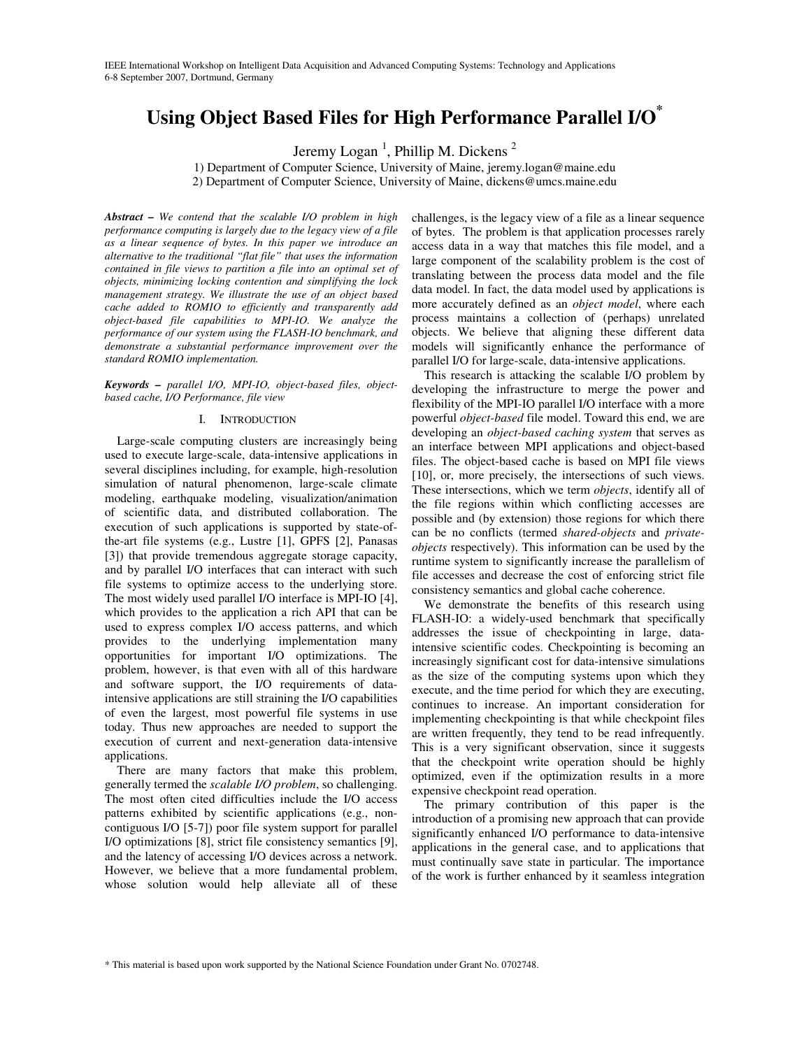IEEE International Workshop on Intelligent Data Acquisition and Advanced Computing Systems: Technology and Applications
6-8 September 2007, Dortmund, Germany

# Using Object Based Files for High Performance Parallel I/O*

Jeremy Logan [1], Phillip M. Dickens [2]

1) Department of Computer Science, University of Maine, jeremy.logan@maine.edu
2) Department of Computer Science, University of Maine, dickens@umcs.maine.edu

***Abstract –*** *We contend that the scalable I/O problem in high performance computing is largely due to the legacy view of a file as a linear sequence of bytes. In this paper we introduce an alternative to the traditional "flat file" that uses the information contained in file views to partition a file into an optimal set of objects, minimizing locking contention and simplifying the lock management strategy. We illustrate the use of an object based cache added to ROMIO to efficiently and transparently add object-based file capabilities to MPI-IO. We analyze the performance of our system using the FLASH-IO benchmark, and demonstrate a substantial performance improvement over the standard ROMIO implementation.*

***Keywords –*** *parallel I/O, MPI-IO, object-based files, object-based cache, I/O Performance, file view*

## I. Introduction

Large-scale computing clusters are increasingly being used to execute large-scale, data-intensive applications in several disciplines including, for example, high-resolution simulation of natural phenomenon, large-scale climate modeling, earthquake modeling, visualization/animation of scientific data, and distributed collaboration. The execution of such applications is supported by state-of-the-art file systems (e.g., Lustre [1], GPFS [2], Panasas [3]) that provide tremendous aggregate storage capacity, and by parallel I/O interfaces that can interact with such file systems to optimize access to the underlying store. The most widely used parallel I/O interface is MPI-IO [4], which provides to the application a rich API that can be used to express complex I/O access patterns, and which provides to the underlying implementation many opportunities for important I/O optimizations. The problem, however, is that even with all of this hardware and software support, the I/O requirements of data-intensive applications are still straining the I/O capabilities of even the largest, most powerful file systems in use today. Thus new approaches are needed to support the execution of current and next-generation data-intensive applications.

There are many factors that make this problem, generally termed the *scalable I/O problem*, so challenging. The most often cited difficulties include the I/O access patterns exhibited by scientific applications (e.g., non-contiguous I/O [5-7]) poor file system support for parallel I/O optimizations [8], strict file consistency semantics [9], and the latency of accessing I/O devices across a network. However, we believe that a more fundamental problem, whose solution would help alleviate all of these challenges, is the legacy view of a file as a linear sequence of bytes. The problem is that application processes rarely access data in a way that matches this file model, and a large component of the scalability problem is the cost of translating between the process data model and the file data model. In fact, the data model used by applications is more accurately defined as an *object model*, where each process maintains a collection of (perhaps) unrelated objects. We believe that aligning these different data models will significantly enhance the performance of parallel I/O for large-scale, data-intensive applications.

This research is attacking the scalable I/O problem by developing the infrastructure to merge the power and flexibility of the MPI-IO parallel I/O interface with a more powerful *object-based* file model. Toward this end, we are developing an *object-based caching system* that serves as an interface between MPI applications and object-based files. The object-based cache is based on MPI file views [10], or, more precisely, the intersections of such views. These intersections, which we term *objects*, identify all of the file regions within which conflicting accesses are possible and (by extension) those regions for which there can be no conflicts (termed *shared-objects* and *private-objects* respectively). This information can be used by the runtime system to significantly increase the parallelism of file accesses and decrease the cost of enforcing strict file consistency semantics and global cache coherence.

We demonstrate the benefits of this research using FLASH-IO: a widely-used benchmark that specifically addresses the issue of checkpointing in large, data-intensive scientific codes. Checkpointing is becoming an increasingly significant cost for data-intensive simulations as the size of the computing systems upon which they execute, and the time period for which they are executing, continues to increase. An important consideration for implementing checkpointing is that while checkpoint files are written frequently, they tend to be read infrequently. This is a very significant observation, since it suggests that the checkpoint write operation should be highly optimized, even if the optimization results in a more expensive checkpoint read operation.

The primary contribution of this paper is the introduction of a promising new approach that can provide significantly enhanced I/O performance to data-intensive applications in the general case, and to applications that must continually save state in particular. The importance of the work is further enhanced by it seamless integration

* This material is based upon work supported by the National Science Foundation under Grant No. 0702748.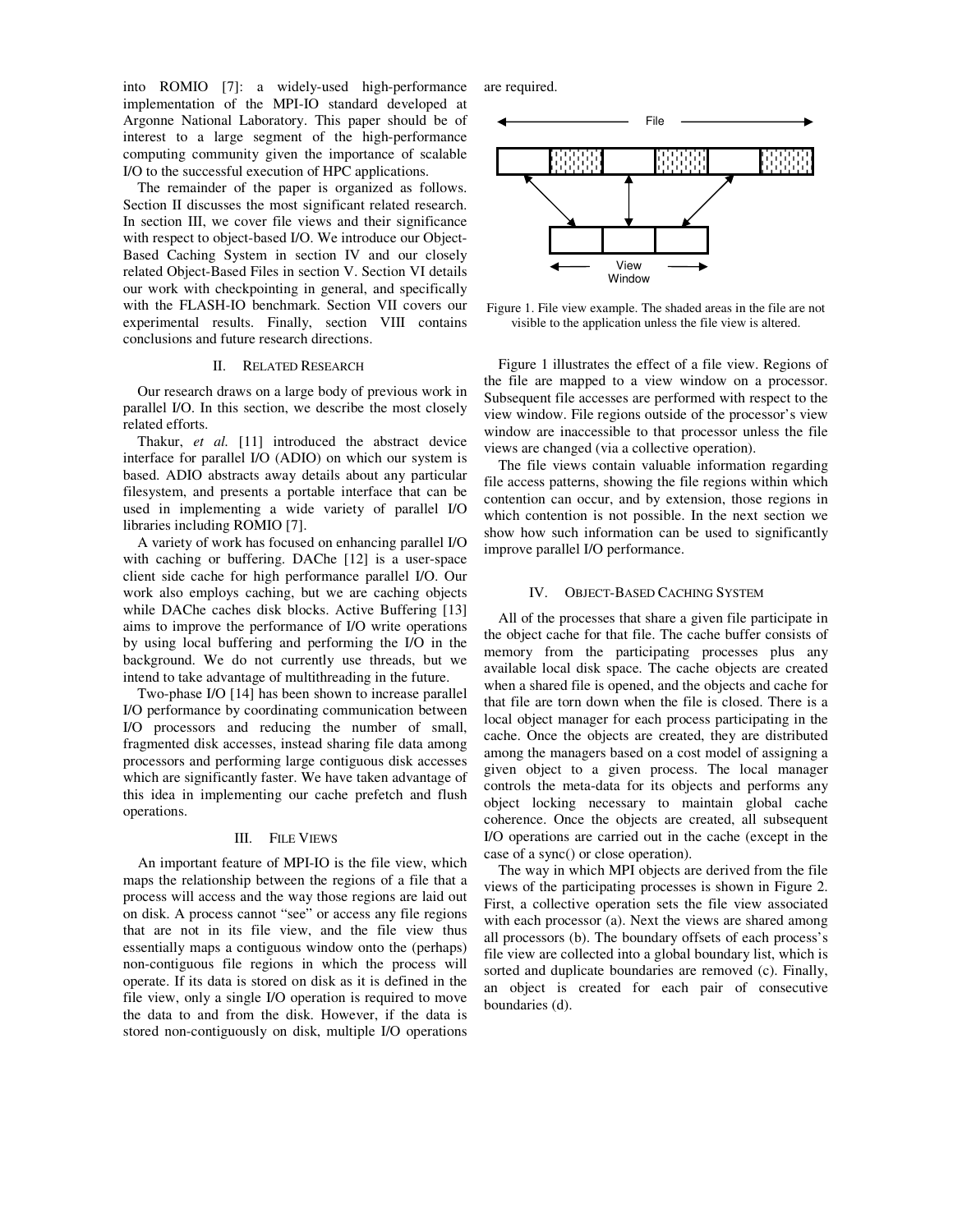into ROMIO [7]: a widely-used high-performance implementation of the MPI-IO standard developed at Argonne National Laboratory. This paper should be of interest to a large segment of the high-performance computing community given the importance of scalable I/O to the successful execution of HPC applications.

The remainder of the paper is organized as follows. Section II discusses the most significant related research. In section III, we cover file views and their significance with respect to object-based I/O. We introduce our Object-Based Caching System in section IV and our closely related Object-Based Files in section V. Section VI details our work with checkpointing in general, and specifically with the FLASH-IO benchmark. Section VII covers our experimental results. Finally, section VIII contains conclusions and future research directions.

## II. Related Research

Our research draws on a large body of previous work in parallel I/O. In this section, we describe the most closely related efforts.

Thakur, *et al.* [11] introduced the abstract device interface for parallel I/O (ADIO) on which our system is based. ADIO abstracts away details about any particular filesystem, and presents a portable interface that can be used in implementing a wide variety of parallel I/O libraries including ROMIO [7].

A variety of work has focused on enhancing parallel I/O with caching or buffering. DAChe [12] is a user-space client side cache for high performance parallel I/O. Our work also employs caching, but we are caching objects while DAChe caches disk blocks. Active Buffering [13] aims to improve the performance of I/O write operations by using local buffering and performing the I/O in the background. We do not currently use threads, but we intend to take advantage of multithreading in the future.

Two-phase I/O [14] has been shown to increase parallel I/O performance by coordinating communication between I/O processors and reducing the number of small, fragmented disk accesses, instead sharing file data among processors and performing large contiguous disk accesses which are significantly faster. We have taken advantage of this idea in implementing our cache prefetch and flush operations.

## III. File Views

An important feature of MPI-IO is the file view, which maps the relationship between the regions of a file that a process will access and the way those regions are laid out on disk. A process cannot "see" or access any file regions that are not in its file view, and the file view thus essentially maps a contiguous window onto the (perhaps) non-contiguous file regions in which the process will operate. If its data is stored on disk as it is defined in the file view, only a single I/O operation is required to move the data to and from the disk. However, if the data is stored non-contiguously on disk, multiple I/O operations are required.

File

View
Window

Figure 1. File view example. The shaded areas in the file are not visible to the application unless the file view is altered.

Figure 1 illustrates the effect of a file view. Regions of the file are mapped to a view window on a processor. Subsequent file accesses are performed with respect to the view window. File regions outside of the processor's view window are inaccessible to that processor unless the file views are changed (via a collective operation).

The file views contain valuable information regarding file access patterns, showing the file regions within which contention can occur, and by extension, those regions in which contention is not possible. In the next section we show how such information can be used to significantly improve parallel I/O performance.

## IV. Object-Based Caching System

All of the processes that share a given file participate in the object cache for that file. The cache buffer consists of memory from the participating processes plus any available local disk space. The cache objects are created when a shared file is opened, and the objects and cache for that file are torn down when the file is closed. There is a local object manager for each process participating in the cache. Once the objects are created, they are distributed among the managers based on a cost model of assigning a given object to a given process. The local manager controls the meta-data for its objects and performs any object locking necessary to maintain global cache coherence. Once the objects are created, all subsequent I/O operations are carried out in the cache (except in the case of a sync() or close operation).

The way in which MPI objects are derived from the file views of the participating processes is shown in Figure 2. First, a collective operation sets the file view associated with each processor (a). Next the views are shared among all processors (b). The boundary offsets of each process's file view are collected into a global boundary list, which is sorted and duplicate boundaries are removed (c). Finally, an object is created for each pair of consecutive boundaries (d).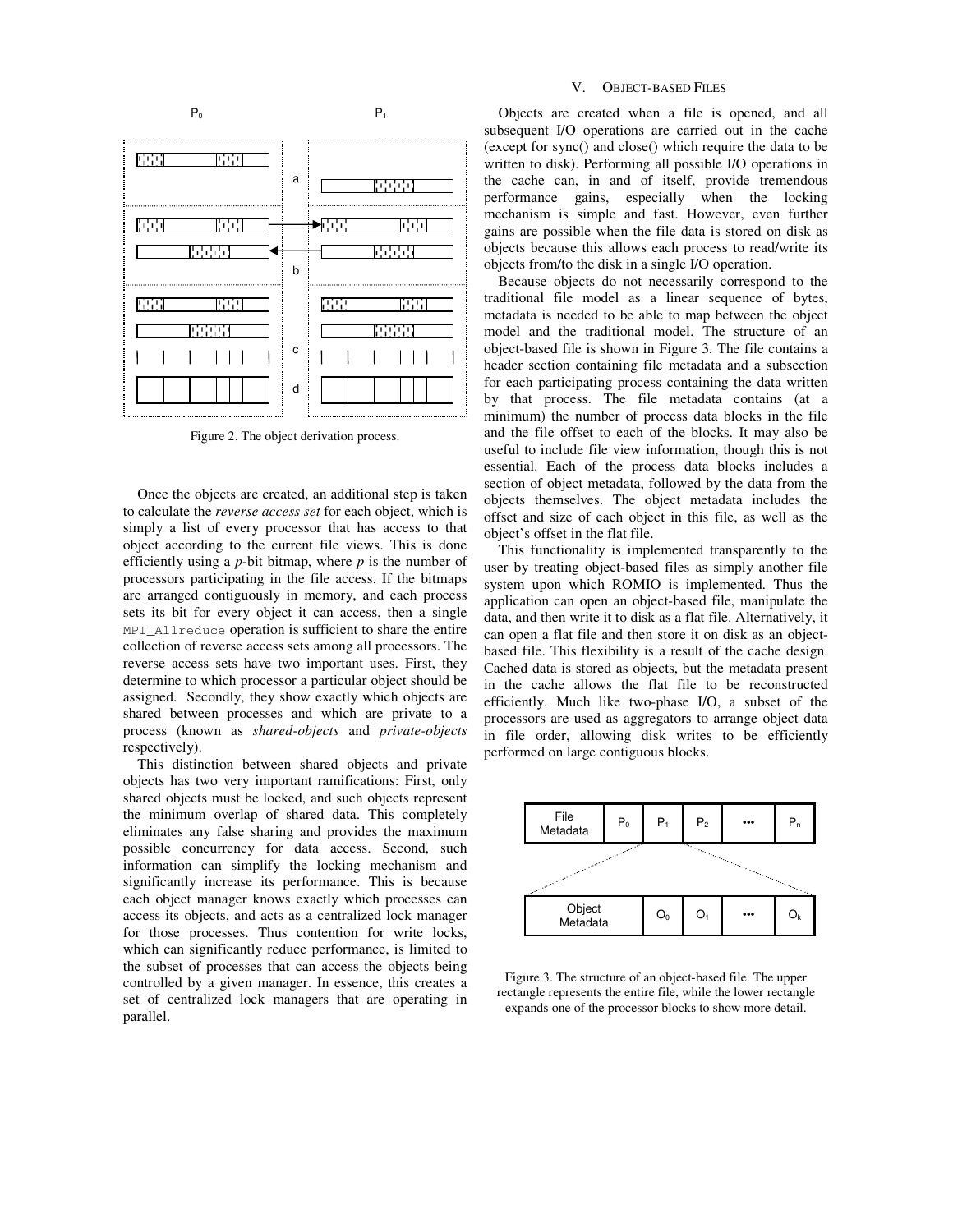P0 P1

a

b

c

d

Figure 2. The object derivation process.

Once the objects are created, an additional step is taken to calculate the *reverse access set* for each object, which is simply a list of every processor that has access to that object according to the current file views. This is done efficiently using a *p*-bit bitmap, where *p* is the number of processors participating in the file access. If the bitmaps are arranged contiguously in memory, and each process sets its bit for every object it can access, then a single `MPI_Allreduce` operation is sufficient to share the entire collection of reverse access sets among all processors. The reverse access sets have two important uses. First, they determine to which processor a particular object should be assigned. Secondly, they show exactly which objects are shared between processes and which are private to a process (known as *shared-objects* and *private-objects* respectively).

This distinction between shared objects and private objects has two very important ramifications: First, only shared objects must be locked, and such objects represent the minimum overlap of shared data. This completely eliminates any false sharing and provides the maximum possible concurrency for data access. Second, such information can simplify the locking mechanism and significantly increase its performance. This is because each object manager knows exactly which processes can access its objects, and acts as a centralized lock manager for those processes. Thus contention for write locks, which can significantly reduce performance, is limited to the subset of processes that can access the objects being controlled by a given manager. In essence, this creates a set of centralized lock managers that are operating in parallel.

## V. Object-based Files

Objects are created when a file is opened, and all subsequent I/O operations are carried out in the cache (except for sync() and close() which require the data to be written to disk). Performing all possible I/O operations in the cache can, in and of itself, provide tremendous performance gains, especially when the locking mechanism is simple and fast. However, even further gains are possible when the file data is stored on disk as objects because this allows each process to read/write its objects from/to the disk in a single I/O operation.

Because objects do not necessarily correspond to the traditional file model as a linear sequence of bytes, metadata is needed to be able to map between the object model and the traditional model. The structure of an object-based file is shown in Figure 3. The file contains a header section containing file metadata and a subsection for each participating process containing the data written by that process. The file metadata contains (at a minimum) the number of process data blocks in the file and the file offset to each of the blocks. It may also be useful to include file view information, though this is not essential. Each of the process data blocks includes a section of object metadata, followed by the data from the objects themselves. The object metadata includes the offset and size of each object in this file, as well as the object's offset in the flat file.

This functionality is implemented transparently to the user by treating object-based files as simply another file system upon which ROMIO is implemented. Thus the application can open an object-based file, manipulate the data, and then write it to disk as a flat file. Alternatively, it can open a flat file and then store it on disk as an object-based file. This flexibility is a result of the cache design. Cached data is stored as objects, but the metadata present in the cache allows the flat file to be reconstructed efficiently. Much like two-phase I/O, a subset of the processors are used as aggregators to arrange object data in file order, allowing disk writes to be efficiently performed on large contiguous blocks.

File Metadata | $P_0$ | $P_1$ | $P_2$ | ••• | $P_n$

Object Metadata | $O_0$ | $O_1$ | ••• | $O_k$

Figure 3. The structure of an object-based file. The upper rectangle represents the entire file, while the lower rectangle expands one of the processor blocks to show more detail.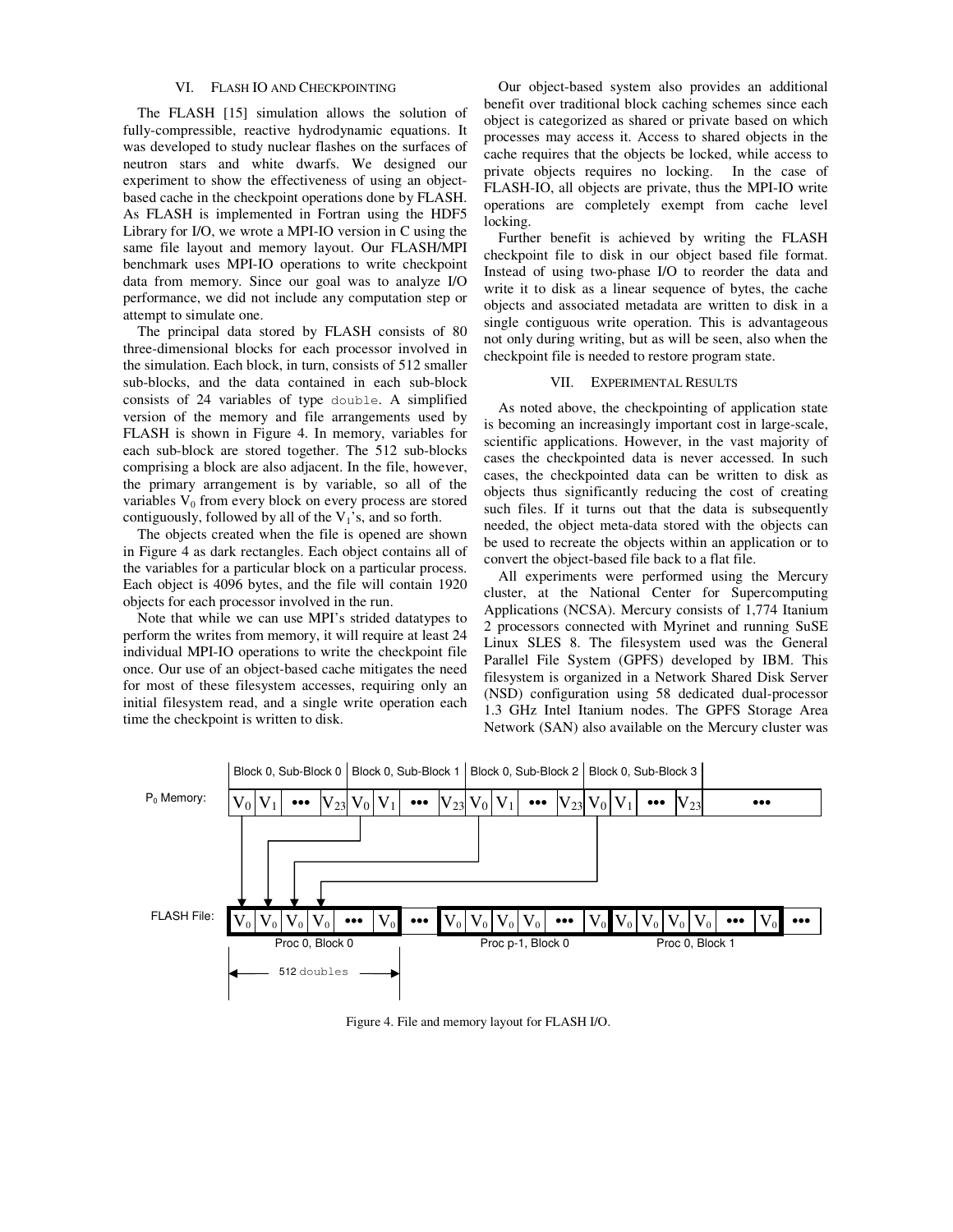## VI. FLASH IO and Checkpointing

The FLASH [15] simulation allows the solution of fully-compressible, reactive hydrodynamic equations. It was developed to study nuclear flashes on the surfaces of neutron stars and white dwarfs. We designed our experiment to show the effectiveness of using an object-based cache in the checkpoint operations done by FLASH. As FLASH is implemented in Fortran using the HDF5 Library for I/O, we wrote a MPI-IO version in C using the same file layout and memory layout. Our FLASH/MPI benchmark uses MPI-IO operations to write checkpoint data from memory. Since our goal was to analyze I/O performance, we did not include any computation step or attempt to simulate one.

The principal data stored by FLASH consists of 80 three-dimensional blocks for each processor involved in the simulation. Each block, in turn, consists of 512 smaller sub-blocks, and the data contained in each sub-block consists of 24 variables of type `double`. A simplified version of the memory and file arrangements used by FLASH is shown in Figure 4. In memory, variables for each sub-block are stored together. The 512 sub-blocks comprising a block are also adjacent. In the file, however, the primary arrangement is by variable, so all of the variables $V_0$ from every block on every process are stored contiguously, followed by all of the $V_1$'s, and so forth.

The objects created when the file is opened are shown in Figure 4 as dark rectangles. Each object contains all of the variables for a particular block on a particular process. Each object is 4096 bytes, and the file will contain 1920 objects for each processor involved in the run.

Note that while we can use MPI's strided datatypes to perform the writes from memory, it will require at least 24 individual MPI-IO operations to write the checkpoint file once. Our use of an object-based cache mitigates the need for most of these filesystem accesses, requiring only an initial filesystem read, and a single write operation each time the checkpoint is written to disk.

Our object-based system also provides an additional benefit over traditional block caching schemes since each object is categorized as shared or private based on which processes may access it. Access to shared objects in the cache requires that the objects be locked, while access to private objects requires no locking. In the case of FLASH-IO, all objects are private, thus the MPI-IO write operations are completely exempt from cache level locking.

Further benefit is achieved by writing the FLASH checkpoint file to disk in our object based file format. Instead of using two-phase I/O to reorder the data and write it to disk as a linear sequence of bytes, the cache objects and associated metadata are written to disk in a single contiguous write operation. This is advantageous not only during writing, but as will be seen, also when the checkpoint file is needed to restore program state.

## VII. Experimental Results

As noted above, the checkpointing of application state is becoming an increasingly important cost in large-scale, scientific applications. However, in the vast majority of cases the checkpointed data is never accessed. In such cases, the checkpointed data can be written to disk as objects thus significantly reducing the cost of creating such files. If it turns out that the data is subsequently needed, the object meta-data stored with the objects can be used to recreate the objects within an application or to convert the object-based file back to a flat file.

All experiments were performed using the Mercury cluster, at the National Center for Supercomputing Applications (NCSA). Mercury consists of 1,774 Itanium 2 processors connected with Myrinet and running SuSE Linux SLES 8. The filesystem used was the General Parallel File System (GPFS) developed by IBM. This filesystem is organized in a Network Shared Disk Server (NSD) configuration using 58 dedicated dual-processor 1.3 GHz Intel Itanium nodes. The GPFS Storage Area Network (SAN) also available on the Mercury cluster was

Block 0, Sub-Block 0 | Block 0, Sub-Block 1 | Block 0, Sub-Block 2 | Block 0, Sub-Block 3

$P_0$ Memory: $V_0$ $V_1$ ••• $V_{23}$ $V_0$ $V_1$ ••• $V_{23}$ $V_0$ $V_1$ ••• $V_{23}$ $V_0$ $V_1$ ••• $V_{23}$ •••

FLASH File: $V_0$ $V_0$ $V_0$ $V_0$ ••• $V_0$ ••• $V_0$ $V_0$ $V_0$ $V_0$ ••• $V_0$ $V_0$ $V_0$ $V_0$ $V_0$ ••• $V_0$ •••

Proc 0, Block 0 | Proc p-1, Block 0 | Proc 0, Block 1

512 doubles

Figure 4. File and memory layout for FLASH I/O.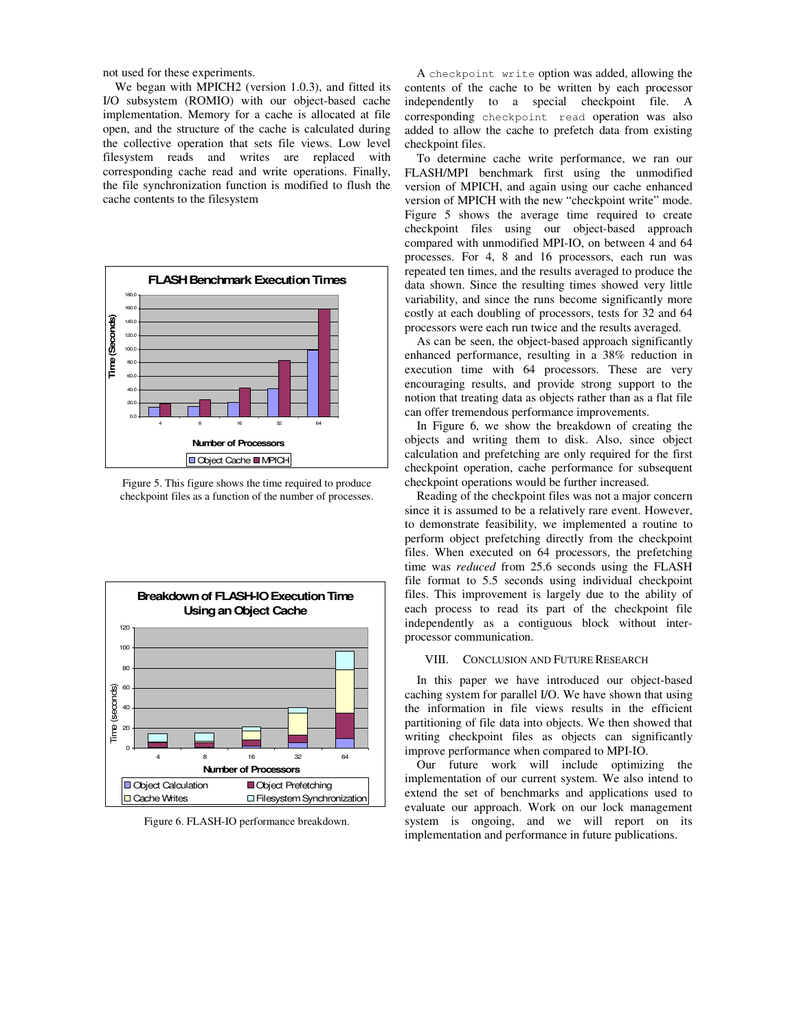not used for these experiments.

We began with MPICH2 (version 1.0.3), and fitted its I/O subsystem (ROMIO) with our object-based cache implementation. Memory for a cache is allocated at file open, and the structure of the cache is calculated during the collective operation that sets file views. Low level filesystem reads and writes are replaced with corresponding cache read and write operations. Finally, the file synchronization function is modified to flush the cache contents to the filesystem

Figure 5. This figure shows the time required to produce checkpoint files as a function of the number of processes.

Figure 6. FLASH-IO performance breakdown.

A `checkpoint write` option was added, allowing the contents of the cache to be written by each processor independently to a special checkpoint file. A corresponding `checkpoint read` operation was also added to allow the cache to prefetch data from existing checkpoint files.

To determine cache write performance, we ran our FLASH/MPI benchmark first using the unmodified version of MPICH, and again using our cache enhanced version of MPICH with the new "checkpoint write" mode. Figure 5 shows the average time required to create checkpoint files using our object-based approach compared with unmodified MPI-IO, on between 4 and 64 processes. For 4, 8 and 16 processors, each run was repeated ten times, and the results averaged to produce the data shown. Since the resulting times showed very little variability, and since the runs become significantly more costly at each doubling of processors, tests for 32 and 64 processors were each run twice and the results averaged.

As can be seen, the object-based approach significantly enhanced performance, resulting in a 38% reduction in execution time with 64 processors. These are very encouraging results, and provide strong support to the notion that treating data as objects rather than as a flat file can offer tremendous performance improvements.

In Figure 6, we show the breakdown of creating the objects and writing them to disk. Also, since object calculation and prefetching are only required for the first checkpoint operation, cache performance for subsequent checkpoint operations would be further increased.

Reading of the checkpoint files was not a major concern since it is assumed to be a relatively rare event. However, to demonstrate feasibility, we implemented a routine to perform object prefetching directly from the checkpoint files. When executed on 64 processors, the prefetching time was *reduced* from 25.6 seconds using the FLASH file format to 5.5 seconds using individual checkpoint files. This improvement is largely due to the ability of each process to read its part of the checkpoint file independently as a contiguous block without inter-processor communication.

## VIII. Conclusion and Future Research

In this paper we have introduced our object-based caching system for parallel I/O. We have shown that using the information in file views results in the efficient partitioning of file data into objects. We then showed that writing checkpoint files as objects can significantly improve performance when compared to MPI-IO.

Our future work will include optimizing the implementation of our current system. We also intend to extend the set of benchmarks and applications used to evaluate our approach. Work on our lock management system is ongoing, and we will report on its implementation and performance in future publications.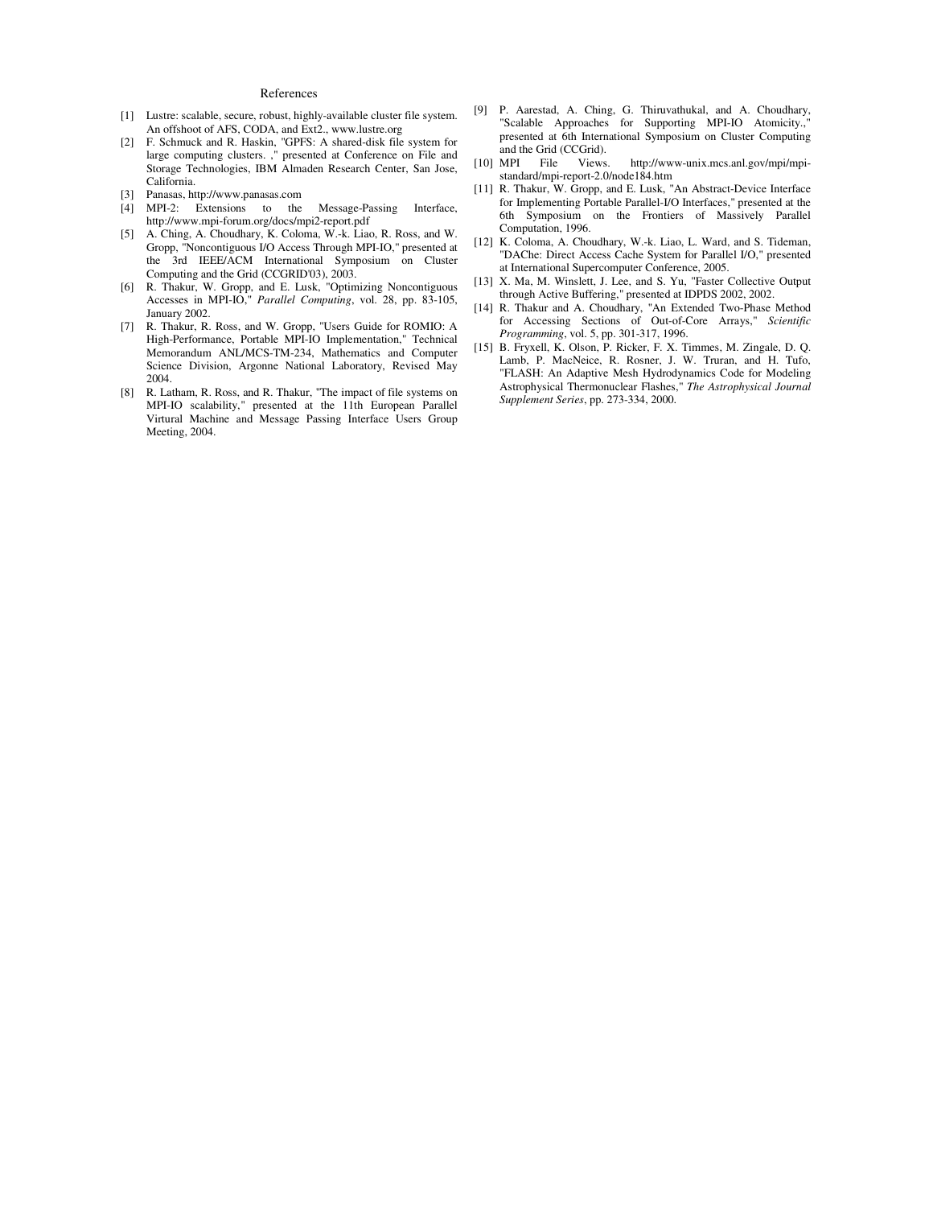## References

[1] Lustre: scalable, secure, robust, highly-available cluster file system. An offshoot of AFS, CODA, and Ext2., www.lustre.org

[2] F. Schmuck and R. Haskin, "GPFS: A shared-disk file system for large computing clusters. ," presented at Conference on File and Storage Technologies, IBM Almaden Research Center, San Jose, California.

[3] Panasas, http://www.panasas.com

[4] MPI-2: Extensions to the Message-Passing Interface, http://www.mpi-forum.org/docs/mpi2-report.pdf

[5] A. Ching, A. Choudhary, K. Coloma, W.-k. Liao, R. Ross, and W. Gropp, "Noncontiguous I/O Access Through MPI-IO," presented at the 3rd IEEE/ACM International Symposium on Cluster Computing and the Grid (CCGRID'03), 2003.

[6] R. Thakur, W. Gropp, and E. Lusk, "Optimizing Noncontiguous Accesses in MPI-IO," *Parallel Computing*, vol. 28, pp. 83-105, January 2002.

[7] R. Thakur, R. Ross, and W. Gropp, "Users Guide for ROMIO: A High-Performance, Portable MPI-IO Implementation," Technical Memorandum ANL/MCS-TM-234, Mathematics and Computer Science Division, Argonne National Laboratory, Revised May 2004.

[8] R. Latham, R. Ross, and R. Thakur, "The impact of file systems on MPI-IO scalability," presented at the 11th European Parallel Virtural Machine and Message Passing Interface Users Group Meeting, 2004.

[9] P. Aarestad, A. Ching, G. Thiruvathukal, and A. Choudhary, "Scalable Approaches for Supporting MPI-IO Atomicity.," presented at 6th International Symposium on Cluster Computing and the Grid (CCGrid).

[10] MPI File Views. http://www-unix.mcs.anl.gov/mpi/mpi-standard/mpi-report-2.0/node184.htm

[11] R. Thakur, W. Gropp, and E. Lusk, "An Abstract-Device Interface for Implementing Portable Parallel-I/O Interfaces," presented at the 6th Symposium on the Frontiers of Massively Parallel Computation, 1996.

[12] K. Coloma, A. Choudhary, W.-k. Liao, L. Ward, and S. Tideman, "DAChe: Direct Access Cache System for Parallel I/O," presented at International Supercomputer Conference, 2005.

[13] X. Ma, M. Winslett, J. Lee, and S. Yu, "Faster Collective Output through Active Buffering," presented at IDPDS 2002, 2002.

[14] R. Thakur and A. Choudhary, "An Extended Two-Phase Method for Accessing Sections of Out-of-Core Arrays," *Scientific Programming*, vol. 5, pp. 301-317, 1996.

[15] B. Fryxell, K. Olson, P. Ricker, F. X. Timmes, M. Zingale, D. Q. Lamb, P. MacNeice, R. Rosner, J. W. Truran, and H. Tufo, "FLASH: An Adaptive Mesh Hydrodynamics Code for Modeling Astrophysical Thermonuclear Flashes," *The Astrophysical Journal Supplement Series*, pp. 273-334, 2000.